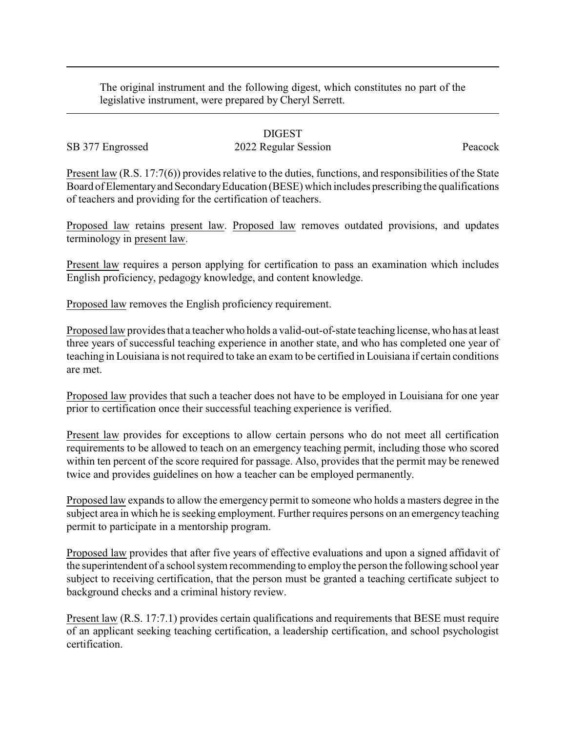The original instrument and the following digest, which constitutes no part of the legislative instrument, were prepared by Cheryl Serrett.

DIGEST

SB 377 Engrossed 2022 Regular Session Peacock

Present law (R.S. 17:7(6)) provides relative to the duties, functions, and responsibilities of the State Board of Elementary and Secondary Education (BESE) which includes prescribing the qualifications of teachers and providing for the certification of teachers.

Proposed law retains present law. Proposed law removes outdated provisions, and updates terminology in present law.

Present law requires a person applying for certification to pass an examination which includes English proficiency, pedagogy knowledge, and content knowledge.

Proposed law removes the English proficiency requirement.

Proposed law provides that a teacher who holds a valid-out-of-state teaching license, who has at least three years of successful teaching experience in another state, and who has completed one year of teaching in Louisiana is not required to take an exam to be certified in Louisiana if certain conditions are met.

Proposed law provides that such a teacher does not have to be employed in Louisiana for one year prior to certification once their successful teaching experience is verified.

Present law provides for exceptions to allow certain persons who do not meet all certification requirements to be allowed to teach on an emergency teaching permit, including those who scored within ten percent of the score required for passage. Also, provides that the permit may be renewed twice and provides guidelines on how a teacher can be employed permanently.

Proposed law expands to allow the emergency permit to someone who holds a masters degree in the subject area in which he is seeking employment. Further requires persons on an emergency teaching permit to participate in a mentorship program.

Proposed law provides that after five years of effective evaluations and upon a signed affidavit of the superintendent of a school system recommending to employ the person the following school year subject to receiving certification, that the person must be granted a teaching certificate subject to background checks and a criminal history review.

Present law (R.S. 17:7.1) provides certain qualifications and requirements that BESE must require of an applicant seeking teaching certification, a leadership certification, and school psychologist certification.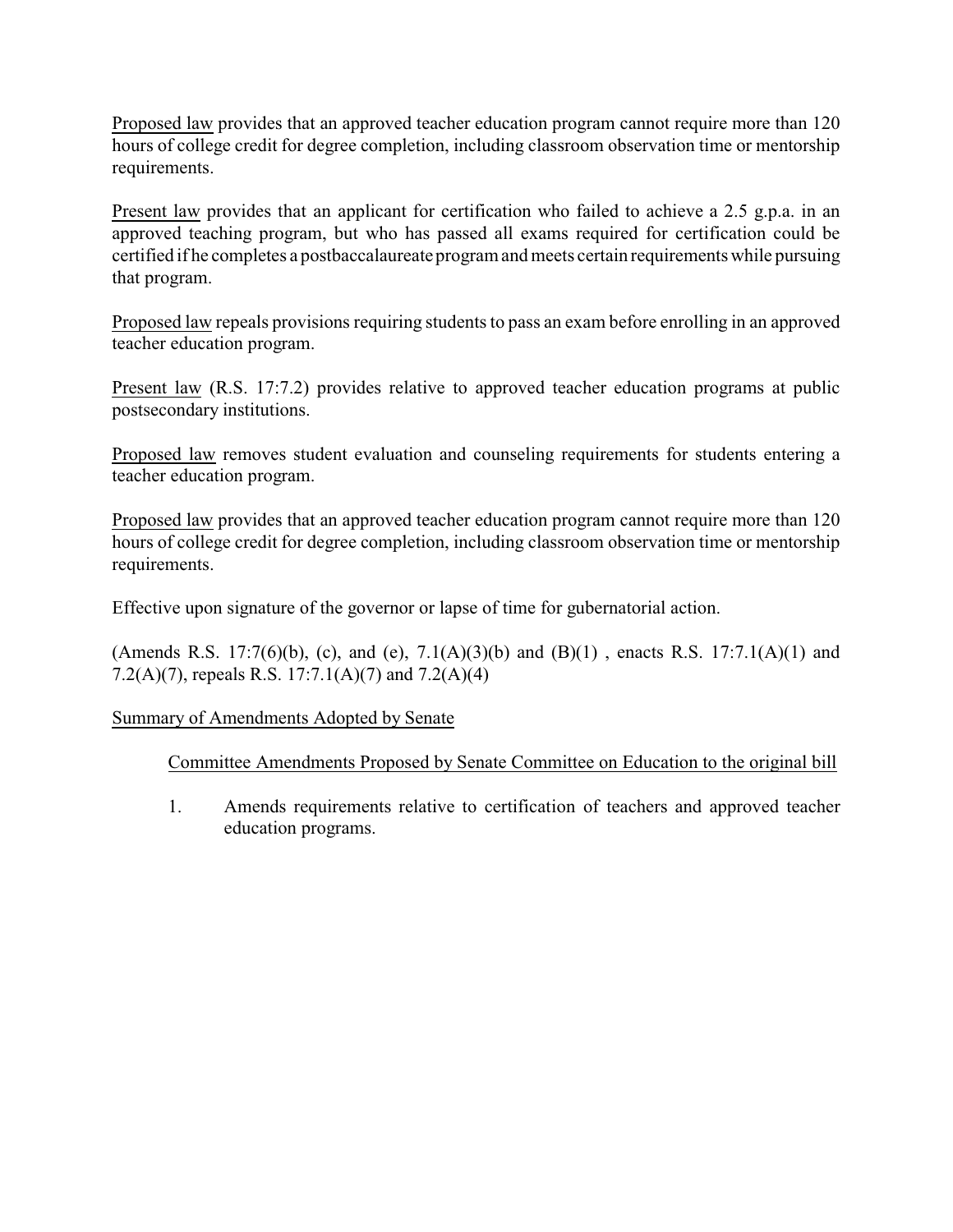Proposed law provides that an approved teacher education program cannot require more than 120 hours of college credit for degree completion, including classroom observation time or mentorship requirements.

Present law provides that an applicant for certification who failed to achieve a 2.5 g.p.a. in an approved teaching program, but who has passed all exams required for certification could be certified if he completes a postbaccalaureate program and meets certain requirements while pursuing that program.

Proposed law repeals provisions requiring students to pass an exam before enrolling in an approved teacher education program.

Present law (R.S. 17:7.2) provides relative to approved teacher education programs at public postsecondary institutions.

Proposed law removes student evaluation and counseling requirements for students entering a teacher education program.

Proposed law provides that an approved teacher education program cannot require more than 120 hours of college credit for degree completion, including classroom observation time or mentorship requirements.

Effective upon signature of the governor or lapse of time for gubernatorial action.

(Amends R.S. 17:7(6)(b), (c), and (e), 7.1(A)(3)(b) and (B)(1) , enacts R.S. 17:7.1(A)(1) and 7.2(A)(7), repeals R.S. 17:7.1(A)(7) and 7.2(A)(4)

Summary of Amendments Adopted by Senate

Committee Amendments Proposed by Senate Committee on Education to the original bill

1. Amends requirements relative to certification of teachers and approved teacher education programs.